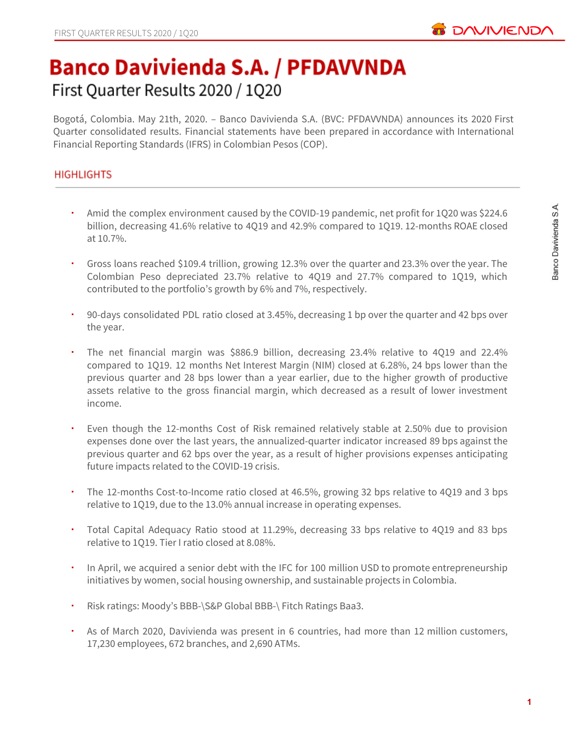# Banco Davivienda S.A. / PFDAVVNDA

## First Quarter Results 2020 / 1Q20

Bogotá, Colombia. May 21th, 2020. – Banco Davivienda S.A. (BVC: PFDAVVNDA) announces its 2020 First Quarter consolidated results. Financial statements have been prepared in accordance with International Financial Reporting Standards (IFRS) in Colombian Pesos (COP).

### HIGHLIGHTS

- Amid the complex environment caused by the COVID-19 pandemic, net profit for 1Q20 was $224.6 billion, decreasing 41.6% relative to 4Q19 and 42.9% compared to 1Q19. 12-months ROAE closed at 10.7%.
- Gross loans reached $109.4 trillion, growing 12.3% over the quarter and 23.3% over the year. The Colombian Peso depreciated 23.7% relative to 4Q19 and 27.7% compared to 1Q19, which contributed to the portfolio's growth by 6% and 7%, respectively.
- 90-days consolidated PDL ratio closed at 3.45%, decreasing 1 bp over the quarter and 42 bps over the year.
- The net financial margin was $886.9 billion, decreasing 23.4% relative to 4Q19 and 22.4% compared to 1Q19. 12 months Net Interest Margin (NIM) closed at 6.28%, 24 bps lower than the previous quarter and 28 bps lower than a year earlier, due to the higher growth of productive assets relative to the gross financial margin, which decreased as a result of lower investment income.
- Even though the 12-months Cost of Risk remained relatively stable at 2.50% due to provision expenses done over the last years, the annualized-quarter indicator increased 89 bps against the previous quarter and 62 bps over the year, as a result of higher provisions expenses anticipating future impacts related to the COVID-19 crisis.
- The 12-months Cost-to-Income ratio closed at 46.5%, growing 32 bps relative to 4Q19 and 3 bps relative to 1Q19, due to the 13.0% annual increase in operating expenses.
- Total Capital Adequacy Ratio stood at 11.29%, decreasing 33 bps relative to 4Q19 and 83 bps relative to 1Q19. Tier I ratio closed at 8.08%.
- In April, we acquired a senior debt with the IFC for 100 million USD to promote entrepreneurship initiatives by women, social housing ownership, and sustainable projects in Colombia.
- Risk ratings: Moody's BBB-\S&P Global BBB-\ Fitch Ratings Baa3.
- As of March 2020, Davivienda was present in 6 countries, had more than 12 million customers, 17,230 employees, 672 branches, and 2,690 ATMs.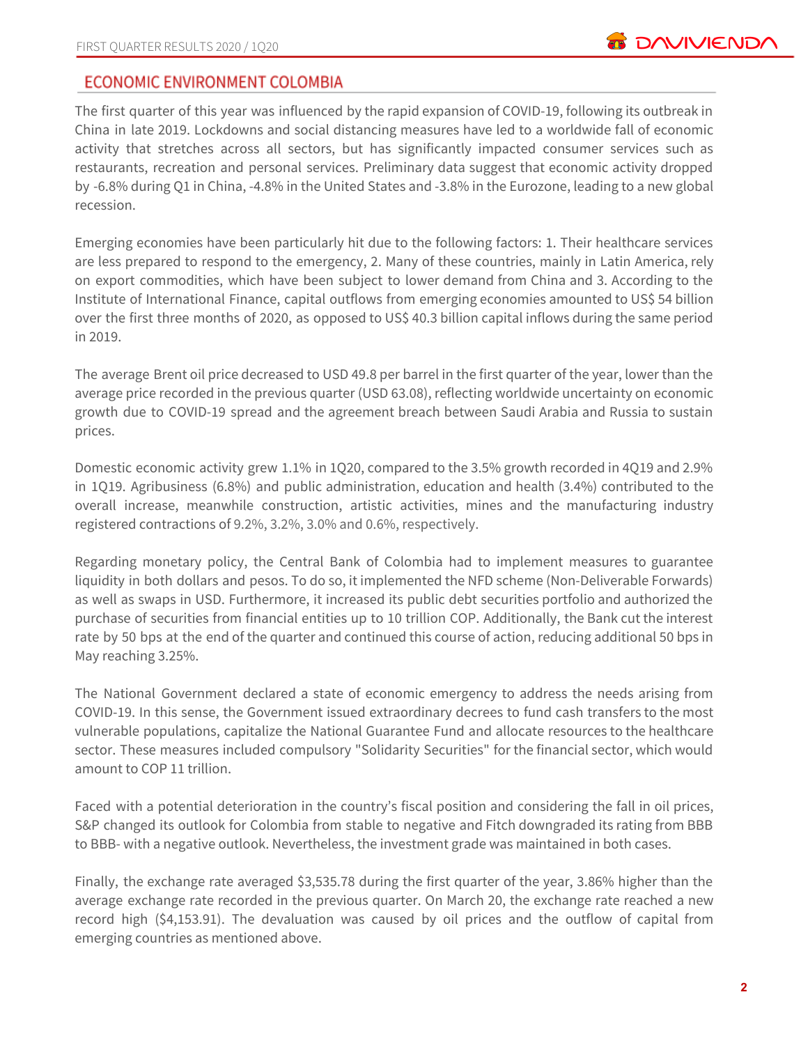## ECONOMIC ENVIRONMENT COLOMBIA

The first quarter of this year was influenced by the rapid expansion of COVID-19, following its outbreak in China in late 2019. Lockdowns and social distancing measures have led to a worldwide fall of economic activity that stretches across all sectors, but has significantly impacted consumer services such as restaurants, recreation and personal services. Preliminary data suggest that economic activity dropped by -6.8% during Q1 in China, -4.8% in the United States and -3.8% in the Eurozone, leading to a new global recession.

Emerging economies have been particularly hit due to the following factors: 1. Their healthcare services are less prepared to respond to the emergency, 2. Many of these countries, mainly in Latin America, rely on export commodities, which have been subject to lower demand from China and 3. According to the Institute of International Finance, capital outflows from emerging economies amounted to US$ 54 billion over the first three months of 2020, as opposed to US$ 40.3 billion capital inflows during the same period in 2019.

The average Brent oil price decreased to USD 49.8 per barrel in the first quarter of the year, lower than the average price recorded in the previous quarter (USD 63.08), reflecting worldwide uncertainty on economic growth due to COVID-19 spread and the agreement breach between Saudi Arabia and Russia to sustain prices.

Domestic economic activity grew 1.1% in 1Q20, compared to the 3.5% growth recorded in 4Q19 and 2.9% in 1Q19. Agribusiness (6.8%) and public administration, education and health (3.4%) contributed to the overall increase, meanwhile construction, artistic activities, mines and the manufacturing industry registered contractions of 9.2%, 3.2%, 3.0% and 0.6%, respectively.

Regarding monetary policy, the Central Bank of Colombia had to implement measures to guarantee liquidity in both dollars and pesos. To do so, it implemented the NFD scheme (Non-Deliverable Forwards) as well as swaps in USD. Furthermore, it increased its public debt securities portfolio and authorized the purchase of securities from financial entities up to 10 trillion COP. Additionally, the Bank cut the interest rate by 50 bps at the end of the quarter and continued this course of action, reducing additional 50 bps in May reaching 3.25%.

The National Government declared a state of economic emergency to address the needs arising from COVID-19. In this sense, the Government issued extraordinary decrees to fund cash transfers to the most vulnerable populations, capitalize the National Guarantee Fund and allocate resources to the healthcare sector. These measures included compulsory "Solidarity Securities" for the financial sector, which would amount to COP 11 trillion.

Faced with a potential deterioration in the country's fiscal position and considering the fall in oil prices, S&P changed its outlook for Colombia from stable to negative and Fitch downgraded its rating from BBB to BBB- with a negative outlook. Nevertheless, the investment grade was maintained in both cases.

Finally, the exchange rate averaged $3,535.78 during the first quarter of the year, 3.86% higher than the average exchange rate recorded in the previous quarter. On March 20, the exchange rate reached a new record high ($4,153.91). The devaluation was caused by oil prices and the outflow of capital from emerging countries as mentioned above.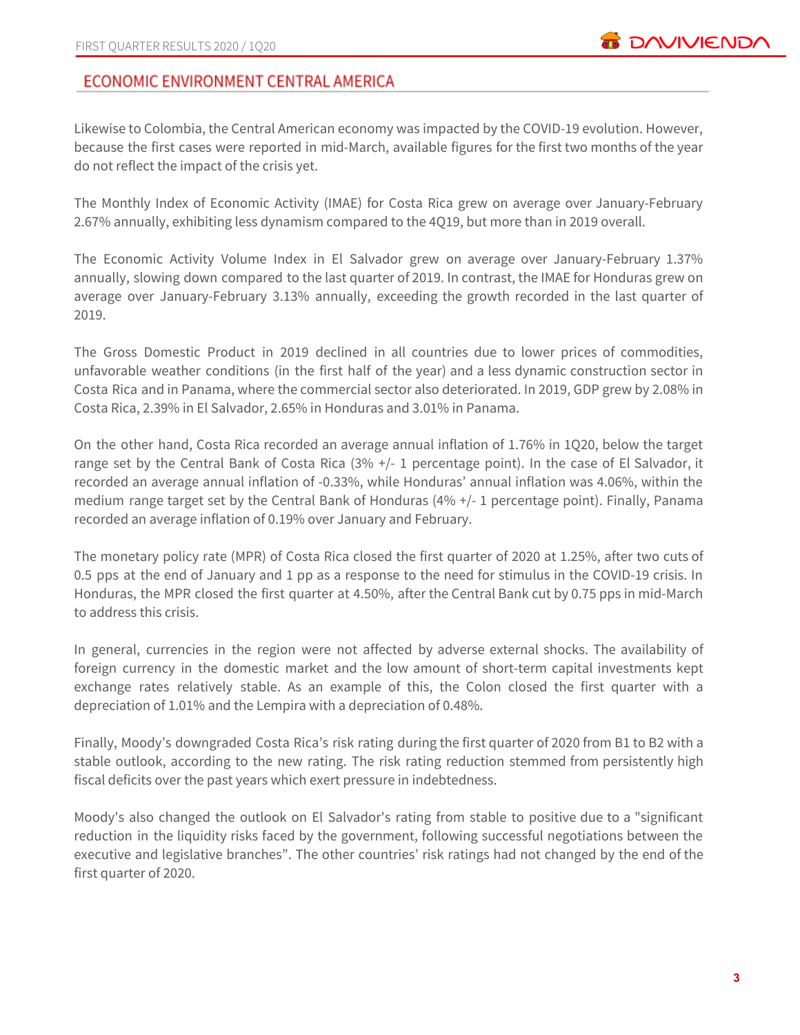## ECONOMIC ENVIRONMENT CENTRAL AMERICA

Likewise to Colombia, the Central American economy was impacted by the COVID-19 evolution. However, because the first cases were reported in mid-March, available figures for the first two months of the year do not reflect the impact of the crisis yet.

The Monthly Index of Economic Activity (IMAE) for Costa Rica grew on average over January-February 2.67% annually, exhibiting less dynamism compared to the 4Q19, but more than in 2019 overall.

The Economic Activity Volume Index in El Salvador grew on average over January-February 1.37% annually, slowing down compared to the last quarter of 2019. In contrast, the IMAE for Honduras grew on average over January-February 3.13% annually, exceeding the growth recorded in the last quarter of 2019.

The Gross Domestic Product in 2019 declined in all countries due to lower prices of commodities, unfavorable weather conditions (in the first half of the year) and a less dynamic construction sector in Costa Rica and in Panama, where the commercial sector also deteriorated. In 2019, GDP grew by 2.08% in Costa Rica, 2.39% in El Salvador, 2.65% in Honduras and 3.01% in Panama.

On the other hand, Costa Rica recorded an average annual inflation of 1.76% in 1Q20, below the target range set by the Central Bank of Costa Rica (3% +/- 1 percentage point). In the case of El Salvador, it recorded an average annual inflation of -0.33%, while Honduras' annual inflation was 4.06%, within the medium range target set by the Central Bank of Honduras (4% +/- 1 percentage point). Finally, Panama recorded an average inflation of 0.19% over January and February.

The monetary policy rate (MPR) of Costa Rica closed the first quarter of 2020 at 1.25%, after two cuts of 0.5 pps at the end of January and 1 pp as a response to the need for stimulus in the COVID-19 crisis. In Honduras, the MPR closed the first quarter at 4.50%, after the Central Bank cut by 0.75 pps in mid-March to address this crisis.

In general, currencies in the region were not affected by adverse external shocks. The availability of foreign currency in the domestic market and the low amount of short-term capital investments kept exchange rates relatively stable. As an example of this, the Colon closed the first quarter with a depreciation of 1.01% and the Lempira with a depreciation of 0.48%.

Finally, Moody's downgraded Costa Rica's risk rating during the first quarter of 2020 from B1 to B2 with a stable outlook, according to the new rating. The risk rating reduction stemmed from persistently high fiscal deficits over the past years which exert pressure in indebtedness.

Moody's also changed the outlook on El Salvador's rating from stable to positive due to a "significant reduction in the liquidity risks faced by the government, following successful negotiations between the executive and legislative branches". The other countries' risk ratings had not changed by the end of the first quarter of 2020.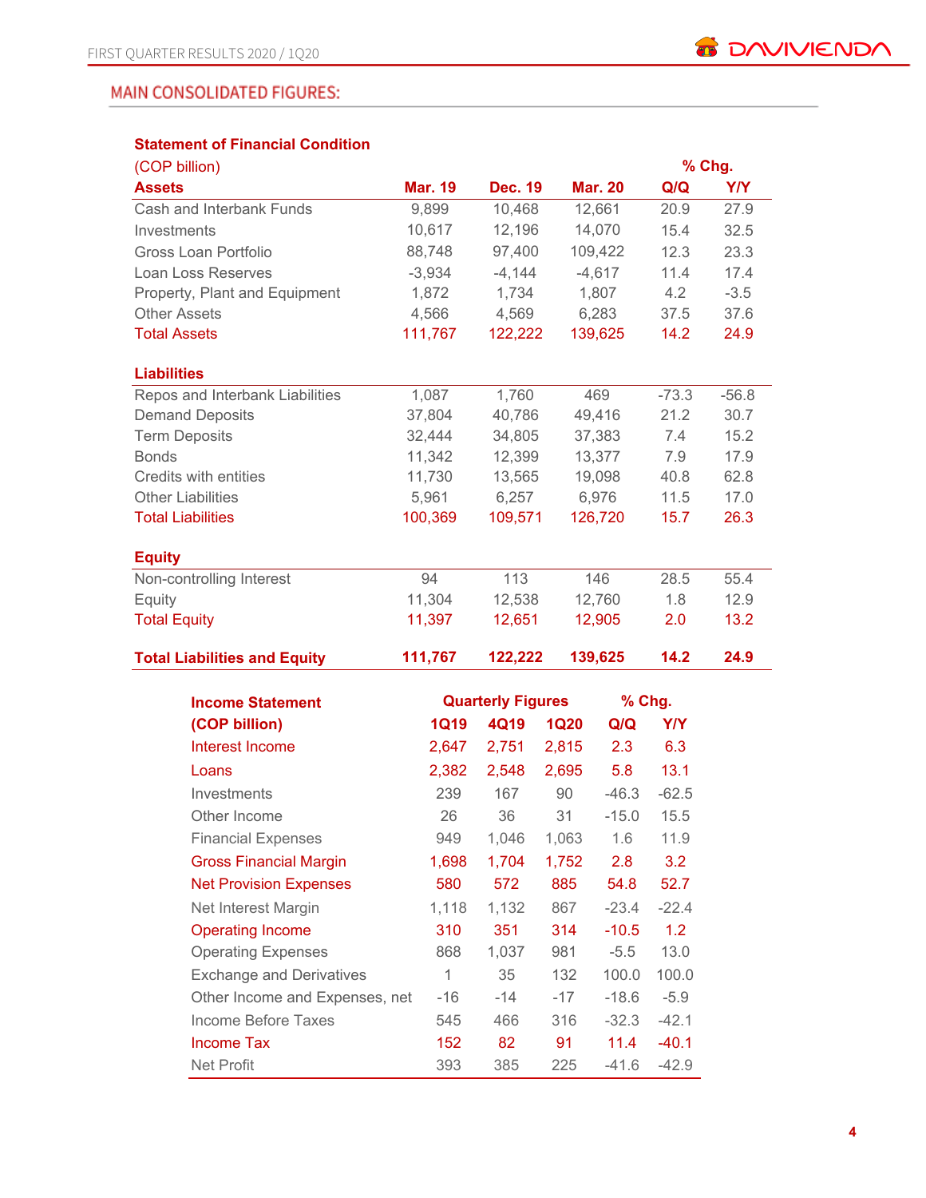## MAIN CONSOLIDATED FIGURES:

**Statement of Financial Condition**

| (COP billion) | | | | % Chg. | |
|---|---|---|---|---|---|
| **Assets** | **Mar. 19** | **Dec. 19** | **Mar. 20** | **Q/Q** | **Y/Y** |
| Cash and Interbank Funds | 9,899 | 10,468 | 12,661 | 20.9 | 27.9 |
| Investments | 10,617 | 12,196 | 14,070 | 15.4 | 32.5 |
| Gross Loan Portfolio | 88,748 | 97,400 | 109,422 | 12.3 | 23.3 |
| Loan Loss Reserves | -3,934 | -4,144 | -4,617 | 11.4 | 17.4 |
| Property, Plant and Equipment | 1,872 | 1,734 | 1,807 | 4.2 | -3.5 |
| Other Assets | 4,566 | 4,569 | 6,283 | 37.5 | 37.6 |
| Total Assets | 111,767 | 122,222 | 139,625 | 14.2 | 24.9 |
| **Liabilities** | | | | | |
| Repos and Interbank Liabilities | 1,087 | 1,760 | 469 | -73.3 | -56.8 |
| Demand Deposits | 37,804 | 40,786 | 49,416 | 21.2 | 30.7 |
| Term Deposits | 32,444 | 34,805 | 37,383 | 7.4 | 15.2 |
| Bonds | 11,342 | 12,399 | 13,377 | 7.9 | 17.9 |
| Credits with entities | 11,730 | 13,565 | 19,098 | 40.8 | 62.8 |
| Other Liabilities | 5,961 | 6,257 | 6,976 | 11.5 | 17.0 |
| Total Liabilities | 100,369 | 109,571 | 126,720 | 15.7 | 26.3 |
| **Equity** | | | | | |
| Non-controlling Interest | 94 | 113 | 146 | 28.5 | 55.4 |
| Equity | 11,304 | 12,538 | 12,760 | 1.8 | 12.9 |
| Total Equity | 11,397 | 12,651 | 12,905 | 2.0 | 13.2 |
| **Total Liabilities and Equity** | **111,767** | **122,222** | **139,625** | **14.2** | **24.9** |

| **Income Statement** | **Quarterly Figures** | | | **% Chg.** | |
|---|---|---|---|---|---|
| **(COP billion)** | **1Q19** | **4Q19** | **1Q20** | **Q/Q** | **Y/Y** |
| Interest Income | 2,647 | 2,751 | 2,815 | 2.3 | 6.3 |
| Loans | 2,382 | 2,548 | 2,695 | 5.8 | 13.1 |
| Investments | 239 | 167 | 90 | -46.3 | -62.5 |
| Other Income | 26 | 36 | 31 | -15.0 | 15.5 |
| Financial Expenses | 949 | 1,046 | 1,063 | 1.6 | 11.9 |
| Gross Financial Margin | 1,698 | 1,704 | 1,752 | 2.8 | 3.2 |
| Net Provision Expenses | 580 | 572 | 885 | 54.8 | 52.7 |
| Net Interest Margin | 1,118 | 1,132 | 867 | -23.4 | -22.4 |
| Operating Income | 310 | 351 | 314 | -10.5 | 1.2 |
| Operating Expenses | 868 | 1,037 | 981 | -5.5 | 13.0 |
| Exchange and Derivatives | 1 | 35 | 132 | 100.0 | 100.0 |
| Other Income and Expenses, net | -16 | -14 | -17 | -18.6 | -5.9 |
| Income Before Taxes | 545 | 466 | 316 | -32.3 | -42.1 |
| Income Tax | 152 | 82 | 91 | 11.4 | -40.1 |
| Net Profit | 393 | 385 | 225 | -41.6 | -42.9 |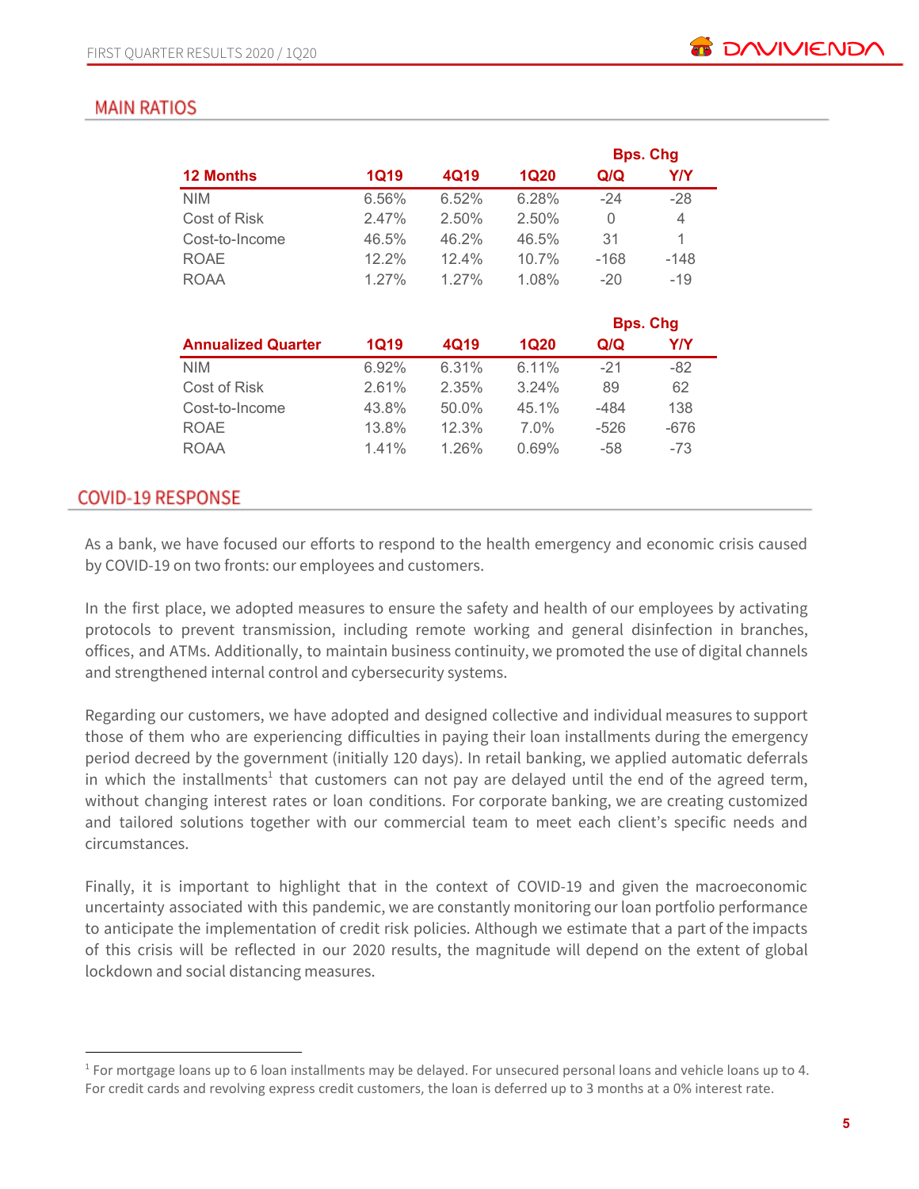## MAIN RATIOS

| 12 Months | 1Q19 | 4Q19 | 1Q20 | Bps. Chg Q/Q | Bps. Chg Y/Y |
|---|---|---|---|---|---|
| NIM | 6.56% | 6.52% | 6.28% | -24 | -28 |
| Cost of Risk | 2.47% | 2.50% | 2.50% | 0 | 4 |
| Cost-to-Income | 46.5% | 46.2% | 46.5% | 31 | 1 |
| ROAE | 12.2% | 12.4% | 10.7% | -168 | -148 |
| ROAA | 1.27% | 1.27% | 1.08% | -20 | -19 |

| Annualized Quarter | 1Q19 | 4Q19 | 1Q20 | Bps. Chg Q/Q | Bps. Chg Y/Y |
|---|---|---|---|---|---|
| NIM | 6.92% | 6.31% | 6.11% | -21 | -82 |
| Cost of Risk | 2.61% | 2.35% | 3.24% | 89 | 62 |
| Cost-to-Income | 43.8% | 50.0% | 45.1% | -484 | 138 |
| ROAE | 13.8% | 12.3% | 7.0% | -526 | -676 |
| ROAA | 1.41% | 1.26% | 0.69% | -58 | -73 |

## COVID-19 RESPONSE

As a bank, we have focused our efforts to respond to the health emergency and economic crisis caused by COVID-19 on two fronts: our employees and customers.

In the first place, we adopted measures to ensure the safety and health of our employees by activating protocols to prevent transmission, including remote working and general disinfection in branches, offices, and ATMs. Additionally, to maintain business continuity, we promoted the use of digital channels and strengthened internal control and cybersecurity systems.

Regarding our customers, we have adopted and designed collective and individual measures to support those of them who are experiencing difficulties in paying their loan installments during the emergency period decreed by the government (initially 120 days). In retail banking, we applied automatic deferrals in which the installments[1] that customers can not pay are delayed until the end of the agreed term, without changing interest rates or loan conditions. For corporate banking, we are creating customized and tailored solutions together with our commercial team to meet each client's specific needs and circumstances.

Finally, it is important to highlight that in the context of COVID-19 and given the macroeconomic uncertainty associated with this pandemic, we are constantly monitoring our loan portfolio performance to anticipate the implementation of credit risk policies. Although we estimate that a part of the impacts of this crisis will be reflected in our 2020 results, the magnitude will depend on the extent of global lockdown and social distancing measures.

---

[1] For mortgage loans up to 6 loan installments may be delayed. For unsecured personal loans and vehicle loans up to 4. For credit cards and revolving express credit customers, the loan is deferred up to 3 months at a 0% interest rate.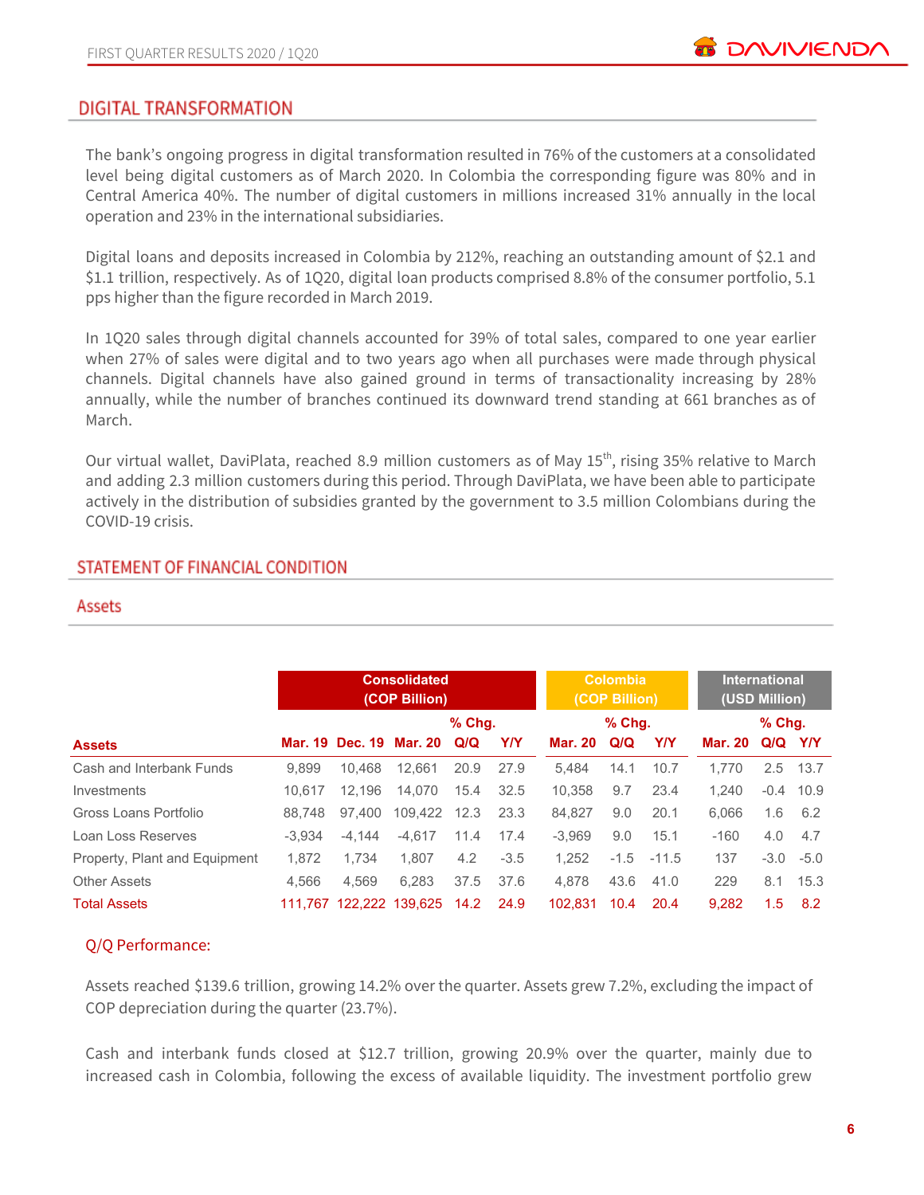## DIGITAL TRANSFORMATION

The bank's ongoing progress in digital transformation resulted in 76% of the customers at a consolidated level being digital customers as of March 2020. In Colombia the corresponding figure was 80% and in Central America 40%. The number of digital customers in millions increased 31% annually in the local operation and 23% in the international subsidiaries.

Digital loans and deposits increased in Colombia by 212%, reaching an outstanding amount of $2.1 and $1.1 trillion, respectively. As of 1Q20, digital loan products comprised 8.8% of the consumer portfolio, 5.1 pps higher than the figure recorded in March 2019.

In 1Q20 sales through digital channels accounted for 39% of total sales, compared to one year earlier when 27% of sales were digital and to two years ago when all purchases were made through physical channels. Digital channels have also gained ground in terms of transactionality increasing by 28% annually, while the number of branches continued its downward trend standing at 661 branches as of March.

Our virtual wallet, DaviPlata, reached 8.9 million customers as of May 15th, rising 35% relative to March and adding 2.3 million customers during this period. Through DaviPlata, we have been able to participate actively in the distribution of subsidies granted by the government to 3.5 million Colombians during the COVID-19 crisis.

## STATEMENT OF FINANCIAL CONDITION

### Assets

| | Consolidated (COP Billion) | | | | | Colombia (COP Billion) | | | International (USD Million) | | |
|---|---|---|---|---|---|---|---|---|---|---|---|
| | | | | % Chg. | | | % Chg. | | | % Chg. | |
| **Assets** | **Mar. 19** | **Dec. 19** | **Mar. 20** | **Q/Q** | **Y/Y** | **Mar. 20** | **Q/Q** | **Y/Y** | **Mar. 20** | **Q/Q** | **Y/Y** |
| Cash and Interbank Funds | 9,899 | 10,468 | 12,661 | 20.9 | 27.9 | 5,484 | 14.1 | 10.7 | 1,770 | 2.5 | 13.7 |
| Investments | 10,617 | 12,196 | 14,070 | 15.4 | 32.5 | 10,358 | 9.7 | 23.4 | 1,240 | -0.4 | 10.9 |
| Gross Loans Portfolio | 88,748 | 97,400 | 109,422 | 12.3 | 23.3 | 84,827 | 9.0 | 20.1 | 6,066 | 1.6 | 6.2 |
| Loan Loss Reserves | -3,934 | -4,144 | -4,617 | 11.4 | 17.4 | -3,969 | 9.0 | 15.1 | -160 | 4.0 | 4.7 |
| Property, Plant and Equipment | 1,872 | 1,734 | 1,807 | 4.2 | -3.5 | 1,252 | -1.5 | -11.5 | 137 | -3.0 | -5.0 |
| Other Assets | 4,566 | 4,569 | 6,283 | 37.5 | 37.6 | 4,878 | 43.6 | 41.0 | 229 | 8.1 | 15.3 |
| Total Assets | 111,767 | 122,222 | 139,625 | 14.2 | 24.9 | 102,831 | 10.4 | 20.4 | 9,282 | 1.5 | 8.2 |

#### Q/Q Performance:

Assets reached $139.6 trillion, growing 14.2% over the quarter. Assets grew 7.2%, excluding the impact of COP depreciation during the quarter (23.7%).

Cash and interbank funds closed at $12.7 trillion, growing 20.9% over the quarter, mainly due to increased cash in Colombia, following the excess of available liquidity. The investment portfolio grew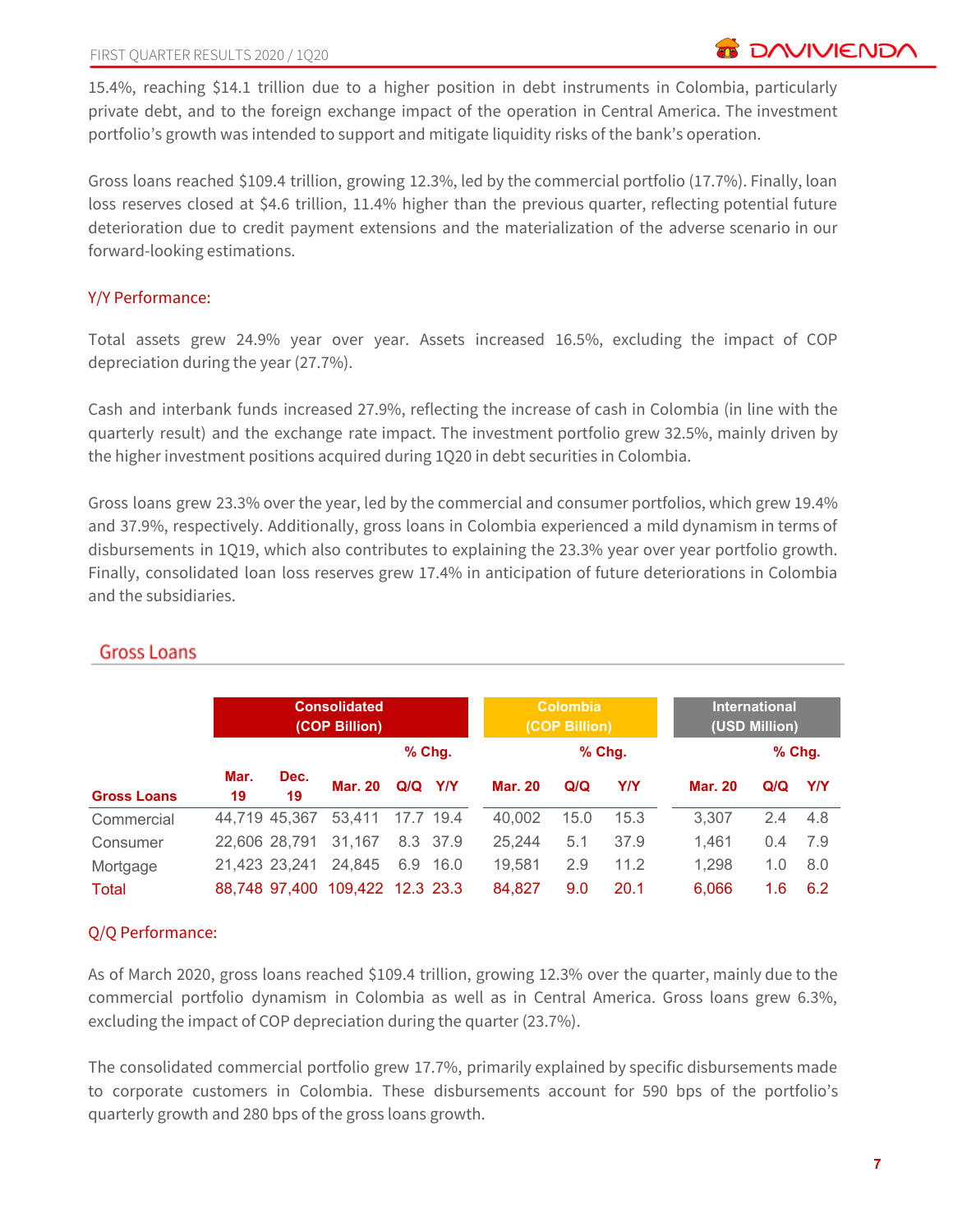15.4%, reaching $14.1 trillion due to a higher position in debt instruments in Colombia, particularly private debt, and to the foreign exchange impact of the operation in Central America. The investment portfolio's growth was intended to support and mitigate liquidity risks of the bank's operation.

Gross loans reached $109.4 trillion, growing 12.3%, led by the commercial portfolio (17.7%). Finally, loan loss reserves closed at $4.6 trillion, 11.4% higher than the previous quarter, reflecting potential future deterioration due to credit payment extensions and the materialization of the adverse scenario in our forward-looking estimations.

### Y/Y Performance:

Total assets grew 24.9% year over year. Assets increased 16.5%, excluding the impact of COP depreciation during the year (27.7%).

Cash and interbank funds increased 27.9%, reflecting the increase of cash in Colombia (in line with the quarterly result) and the exchange rate impact. The investment portfolio grew 32.5%, mainly driven by the higher investment positions acquired during 1Q20 in debt securities in Colombia.

Gross loans grew 23.3% over the year, led by the commercial and consumer portfolios, which grew 19.4% and 37.9%, respectively. Additionally, gross loans in Colombia experienced a mild dynamism in terms of disbursements in 1Q19, which also contributes to explaining the 23.3% year over year portfolio growth. Finally, consolidated loan loss reserves grew 17.4% in anticipation of future deteriorations in Colombia and the subsidiaries.

## Gross Loans

| | Consolidated (COP Billion) | | | | | Colombia (COP Billion) | | | International (USD Million) | | |
|---|---|---|---|---|---|---|---|---|---|---|---|
| | | | | % Chg. | | | % Chg. | | | % Chg. | |
| **Gross Loans** | **Mar. 19** | **Dec. 19** | **Mar. 20** | **Q/Q** | **Y/Y** | **Mar. 20** | **Q/Q** | **Y/Y** | **Mar. 20** | **Q/Q** | **Y/Y** |
| Commercial | 44,719 | 45,367 | 53,411 | 17.7 | 19.4 | 40,002 | 15.0 | 15.3 | 3,307 | 2.4 | 4.8 |
| Consumer | 22,606 | 28,791 | 31,167 | 8.3 | 37.9 | 25,244 | 5.1 | 37.9 | 1,461 | 0.4 | 7.9 |
| Mortgage | 21,423 | 23,241 | 24,845 | 6.9 | 16.0 | 19,581 | 2.9 | 11.2 | 1,298 | 1.0 | 8.0 |
| Total | 88,748 | 97,400 | 109,422 | 12.3 | 23.3 | 84,827 | 9.0 | 20.1 | 6,066 | 1.6 | 6.2 |

### Q/Q Performance:

As of March 2020, gross loans reached $109.4 trillion, growing 12.3% over the quarter, mainly due to the commercial portfolio dynamism in Colombia as well as in Central America. Gross loans grew 6.3%, excluding the impact of COP depreciation during the quarter (23.7%).

The consolidated commercial portfolio grew 17.7%, primarily explained by specific disbursements made to corporate customers in Colombia. These disbursements account for 590 bps of the portfolio's quarterly growth and 280 bps of the gross loans growth.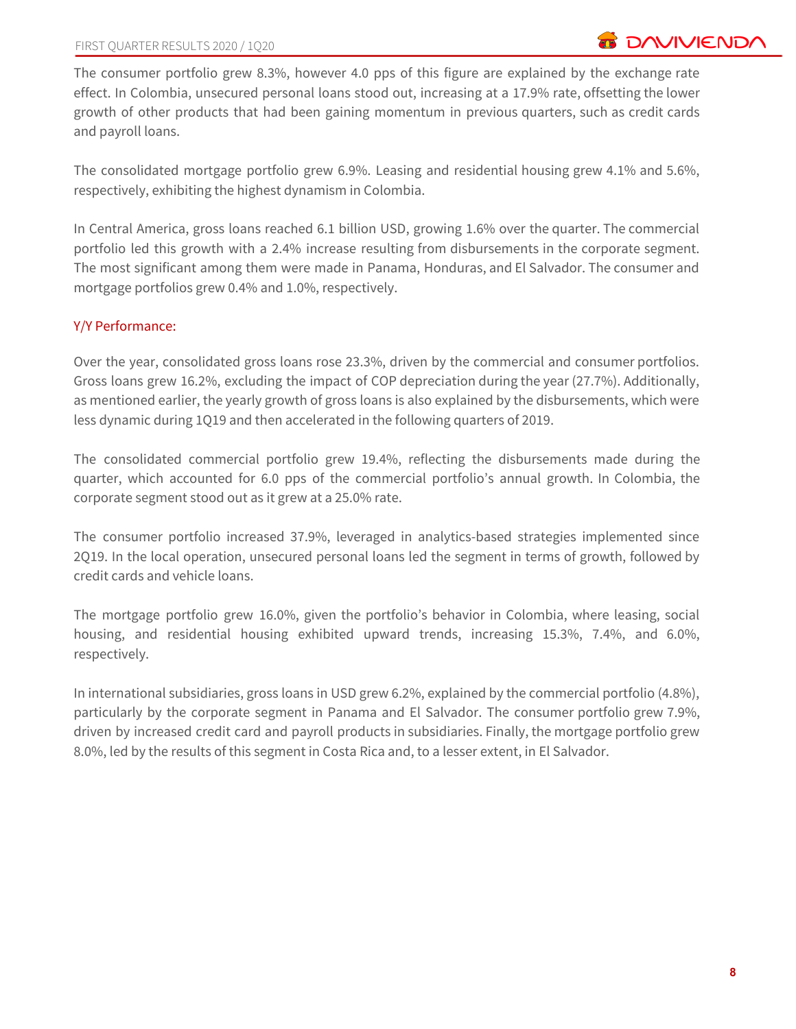The consumer portfolio grew 8.3%, however 4.0 pps of this figure are explained by the exchange rate effect. In Colombia, unsecured personal loans stood out, increasing at a 17.9% rate, offsetting the lower growth of other products that had been gaining momentum in previous quarters, such as credit cards and payroll loans.

The consolidated mortgage portfolio grew 6.9%. Leasing and residential housing grew 4.1% and 5.6%, respectively, exhibiting the highest dynamism in Colombia.

In Central America, gross loans reached 6.1 billion USD, growing 1.6% over the quarter. The commercial portfolio led this growth with a 2.4% increase resulting from disbursements in the corporate segment. The most significant among them were made in Panama, Honduras, and El Salvador. The consumer and mortgage portfolios grew 0.4% and 1.0%, respectively.

## Y/Y Performance:

Over the year, consolidated gross loans rose 23.3%, driven by the commercial and consumer portfolios. Gross loans grew 16.2%, excluding the impact of COP depreciation during the year (27.7%). Additionally, as mentioned earlier, the yearly growth of gross loans is also explained by the disbursements, which were less dynamic during 1Q19 and then accelerated in the following quarters of 2019.

The consolidated commercial portfolio grew 19.4%, reflecting the disbursements made during the quarter, which accounted for 6.0 pps of the commercial portfolio's annual growth. In Colombia, the corporate segment stood out as it grew at a 25.0% rate.

The consumer portfolio increased 37.9%, leveraged in analytics-based strategies implemented since 2Q19. In the local operation, unsecured personal loans led the segment in terms of growth, followed by credit cards and vehicle loans.

The mortgage portfolio grew 16.0%, given the portfolio's behavior in Colombia, where leasing, social housing, and residential housing exhibited upward trends, increasing 15.3%, 7.4%, and 6.0%, respectively.

In international subsidiaries, gross loans in USD grew 6.2%, explained by the commercial portfolio (4.8%), particularly by the corporate segment in Panama and El Salvador. The consumer portfolio grew 7.9%, driven by increased credit card and payroll products in subsidiaries. Finally, the mortgage portfolio grew 8.0%, led by the results of this segment in Costa Rica and, to a lesser extent, in El Salvador.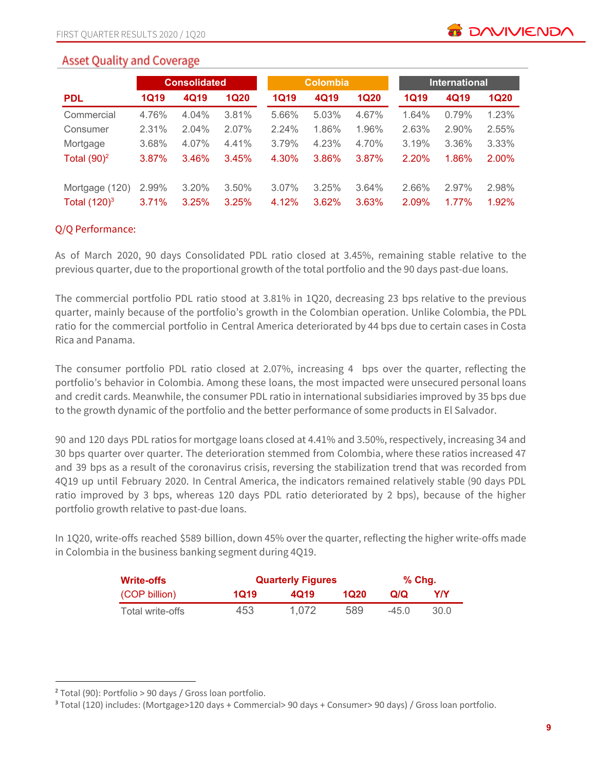## Asset Quality and Coverage

| PDL | Consolidated | | | Colombia | | | International | | |
|---|---|---|---|---|---|---|---|---|---|
| | 1Q19 | 4Q19 | 1Q20 | 1Q19 | 4Q19 | 1Q20 | 1Q19 | 4Q19 | 1Q20 |
| Commercial | 4.76% | 4.04% | 3.81% | 5.66% | 5.03% | 4.67% | 1.64% | 0.79% | 1.23% |
| Consumer | 2.31% | 2.04% | 2.07% | 2.24% | 1.86% | 1.96% | 2.63% | 2.90% | 2.55% |
| Mortgage | 3.68% | 4.07% | 4.41% | 3.79% | 4.23% | 4.70% | 3.19% | 3.36% | 3.33% |
| Total (90)[2] | 3.87% | 3.46% | 3.45% | 4.30% | 3.86% | 3.87% | 2.20% | 1.86% | 2.00% |
| | | | | | | | | | |
| Mortgage (120) | 2.99% | 3.20% | 3.50% | 3.07% | 3.25% | 3.64% | 2.66% | 2.97% | 2.98% |
| Total (120)[3] | 3.71% | 3.25% | 3.25% | 4.12% | 3.62% | 3.63% | 2.09% | 1.77% | 1.92% |

### Q/Q Performance:

As of March 2020, 90 days Consolidated PDL ratio closed at 3.45%, remaining stable relative to the previous quarter, due to the proportional growth of the total portfolio and the 90 days past-due loans.

The commercial portfolio PDL ratio stood at 3.81% in 1Q20, decreasing 23 bps relative to the previous quarter, mainly because of the portfolio's growth in the Colombian operation. Unlike Colombia, the PDL ratio for the commercial portfolio in Central America deteriorated by 44 bps due to certain cases in Costa Rica and Panama.

The consumer portfolio PDL ratio closed at 2.07%, increasing 4 bps over the quarter, reflecting the portfolio's behavior in Colombia. Among these loans, the most impacted were unsecured personal loans and credit cards. Meanwhile, the consumer PDL ratio in international subsidiaries improved by 35 bps due to the growth dynamic of the portfolio and the better performance of some products in El Salvador.

90 and 120 days PDL ratios for mortgage loans closed at 4.41% and 3.50%, respectively, increasing 34 and 30 bps quarter over quarter. The deterioration stemmed from Colombia, where these ratios increased 47 and 39 bps as a result of the coronavirus crisis, reversing the stabilization trend that was recorded from 4Q19 up until February 2020. In Central America, the indicators remained relatively stable (90 days PDL ratio improved by 3 bps, whereas 120 days PDL ratio deteriorated by 2 bps), because of the higher portfolio growth relative to past-due loans.

In 1Q20, write-offs reached $589 billion, down 45% over the quarter, reflecting the higher write-offs made in Colombia in the business banking segment during 4Q19.

| Write-offs (COP billion) | Quarterly Figures | | | % Chg. | |
|---|---|---|---|---|---|
| | 1Q19 | 4Q19 | 1Q20 | Q/Q | Y/Y |
| Total write-offs | 453 | 1,072 | 589 | -45.0 | 30.0 |

[2] Total (90): Portfolio > 90 days / Gross loan portfolio.
[3] Total (120) includes: (Mortgage>120 days + Commercial> 90 days + Consumer> 90 days) / Gross loan portfolio.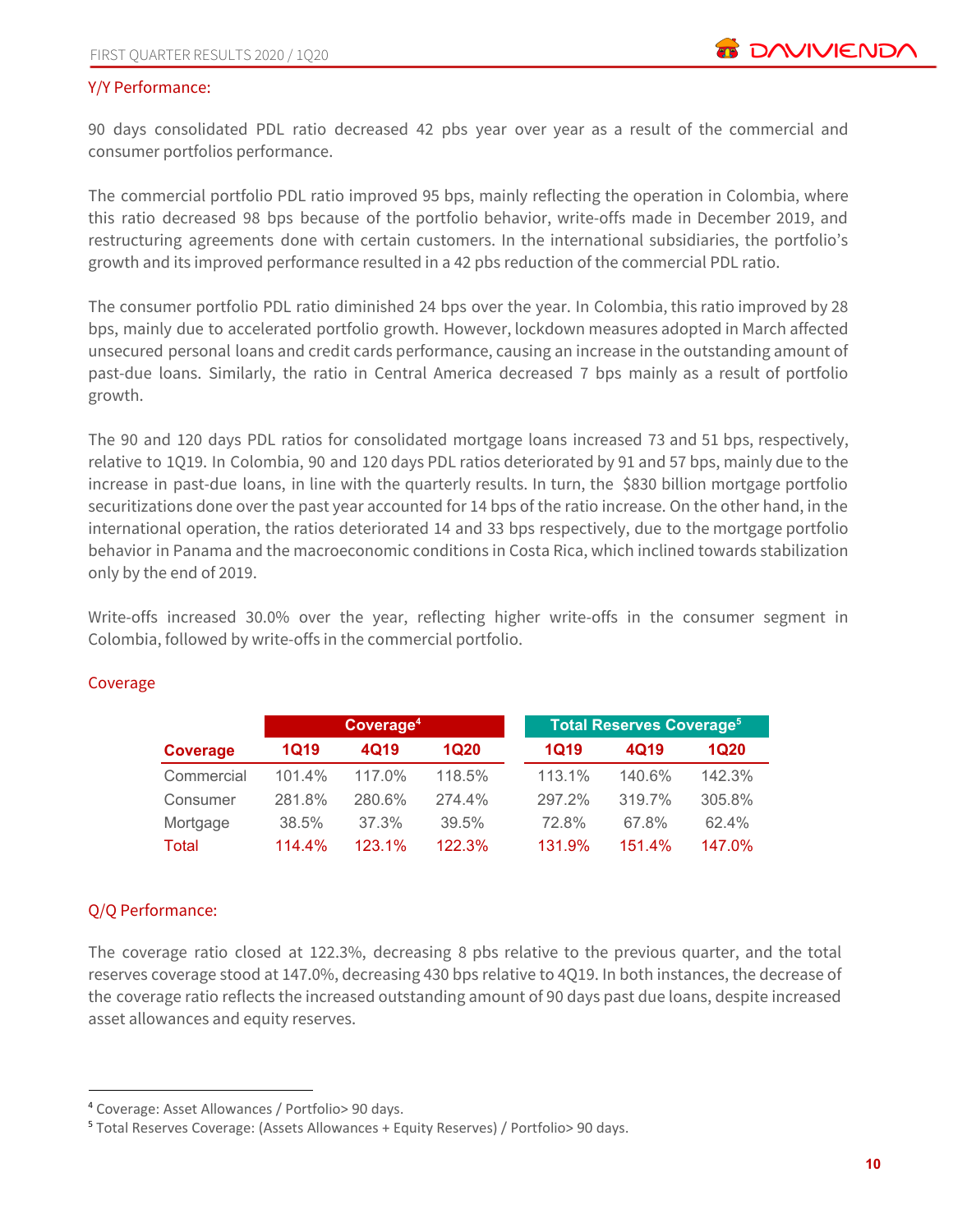Y/Y Performance:

90 days consolidated PDL ratio decreased 42 pbs year over year as a result of the commercial and consumer portfolios performance.

The commercial portfolio PDL ratio improved 95 bps, mainly reflecting the operation in Colombia, where this ratio decreased 98 bps because of the portfolio behavior, write-offs made in December 2019, and restructuring agreements done with certain customers. In the international subsidiaries, the portfolio's growth and its improved performance resulted in a 42 pbs reduction of the commercial PDL ratio.

The consumer portfolio PDL ratio diminished 24 bps over the year. In Colombia, this ratio improved by 28 bps, mainly due to accelerated portfolio growth. However, lockdown measures adopted in March affected unsecured personal loans and credit cards performance, causing an increase in the outstanding amount of past-due loans. Similarly, the ratio in Central America decreased 7 bps mainly as a result of portfolio growth.

The 90 and 120 days PDL ratios for consolidated mortgage loans increased 73 and 51 bps, respectively, relative to 1Q19. In Colombia, 90 and 120 days PDL ratios deteriorated by 91 and 57 bps, mainly due to the increase in past-due loans, in line with the quarterly results. In turn, the $830 billion mortgage portfolio securitizations done over the past year accounted for 14 bps of the ratio increase. On the other hand, in the international operation, the ratios deteriorated 14 and 33 bps respectively, due to the mortgage portfolio behavior in Panama and the macroeconomic conditions in Costa Rica, which inclined towards stabilization only by the end of 2019.

Write-offs increased 30.0% over the year, reflecting higher write-offs in the consumer segment in Colombia, followed by write-offs in the commercial portfolio.

## Coverage

| | Coverage[4] | | | Total Reserves Coverage[5] | | |
|---|---|---|---|---|---|---|
| **Coverage** | **1Q19** | **4Q19** | **1Q20** | **1Q19** | **4Q19** | **1Q20** |
| Commercial | 101.4% | 117.0% | 118.5% | 113.1% | 140.6% | 142.3% |
| Consumer | 281.8% | 280.6% | 274.4% | 297.2% | 319.7% | 305.8% |
| Mortgage | 38.5% | 37.3% | 39.5% | 72.8% | 67.8% | 62.4% |
| Total | 114.4% | 123.1% | 122.3% | 131.9% | 151.4% | 147.0% |

Q/Q Performance:

The coverage ratio closed at 122.3%, decreasing 8 pbs relative to the previous quarter, and the total reserves coverage stood at 147.0%, decreasing 430 bps relative to 4Q19. In both instances, the decrease of the coverage ratio reflects the increased outstanding amount of 90 days past due loans, despite increased asset allowances and equity reserves.

[4] Coverage: Asset Allowances / Portfolio> 90 days.
[5] Total Reserves Coverage: (Assets Allowances + Equity Reserves) / Portfolio> 90 days.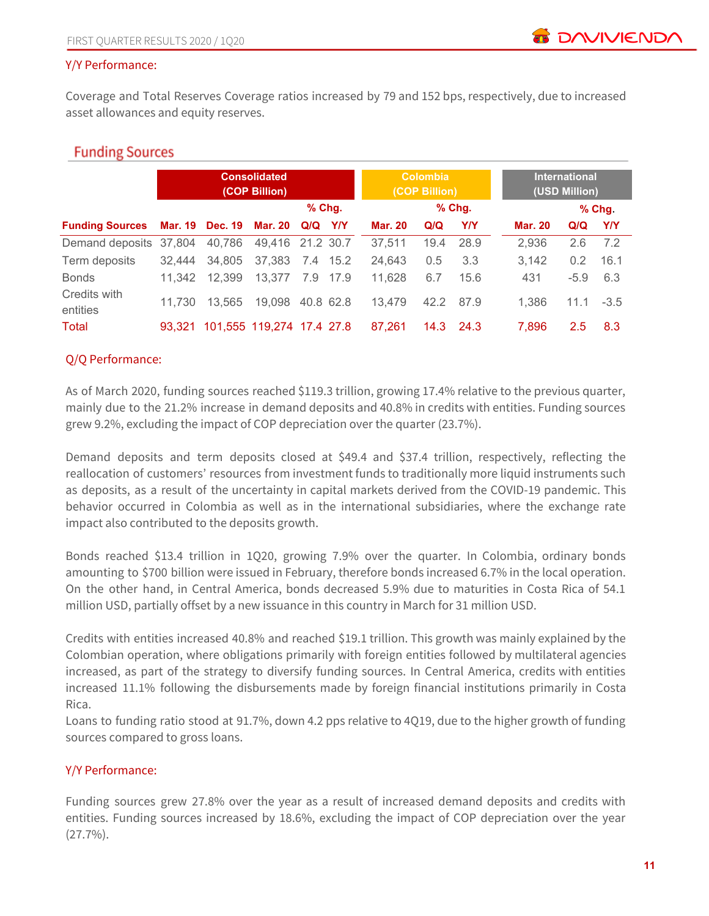Y/Y Performance:

Coverage and Total Reserves Coverage ratios increased by 79 and 152 bps, respectively, due to increased asset allowances and equity reserves.

## Funding Sources

| | Consolidated (COP Billion) | | | | | Colombia (COP Billion) | | | International (USD Million) | | |
|---|---|---|---|---|---|---|---|---|---|---|---|
| | | | | % Chg. | | | % Chg. | | | % Chg. | |
| **Funding Sources** | **Mar. 19** | **Dec. 19** | **Mar. 20** | **Q/Q** | **Y/Y** | **Mar. 20** | **Q/Q** | **Y/Y** | **Mar. 20** | **Q/Q** | **Y/Y** |
| Demand deposits | 37,804 | 40,786 | 49,416 | 21.2 | 30.7 | 37,511 | 19.4 | 28.9 | 2,936 | 2.6 | 7.2 |
| Term deposits | 32,444 | 34,805 | 37,383 | 7.4 | 15.2 | 24,643 | 0.5 | 3.3 | 3,142 | 0.2 | 16.1 |
| Bonds | 11,342 | 12,399 | 13,377 | 7.9 | 17.9 | 11,628 | 6.7 | 15.6 | 431 | -5.9 | 6.3 |
| Credits with entities | 11,730 | 13,565 | 19,098 | 40.8 | 62.8 | 13,479 | 42.2 | 87.9 | 1,386 | 11.1 | -3.5 |
| Total | 93,321 | 101,555 | 119,274 | 17.4 | 27.8 | 87,261 | 14.3 | 24.3 | 7,896 | 2.5 | 8.3 |

Q/Q Performance:

As of March 2020, funding sources reached $119.3 trillion, growing 17.4% relative to the previous quarter, mainly due to the 21.2% increase in demand deposits and 40.8% in credits with entities. Funding sources grew 9.2%, excluding the impact of COP depreciation over the quarter (23.7%).

Demand deposits and term deposits closed at $49.4 and $37.4 trillion, respectively, reflecting the reallocation of customers' resources from investment funds to traditionally more liquid instruments such as deposits, as a result of the uncertainty in capital markets derived from the COVID-19 pandemic. This behavior occurred in Colombia as well as in the international subsidiaries, where the exchange rate impact also contributed to the deposits growth.

Bonds reached $13.4 trillion in 1Q20, growing 7.9% over the quarter. In Colombia, ordinary bonds amounting to $700 billion were issued in February, therefore bonds increased 6.7% in the local operation. On the other hand, in Central America, bonds decreased 5.9% due to maturities in Costa Rica of 54.1 million USD, partially offset by a new issuance in this country in March for 31 million USD.

Credits with entities increased 40.8% and reached $19.1 trillion. This growth was mainly explained by the Colombian operation, where obligations primarily with foreign entities followed by multilateral agencies increased, as part of the strategy to diversify funding sources. In Central America, credits with entities increased 11.1% following the disbursements made by foreign financial institutions primarily in Costa Rica.
Loans to funding ratio stood at 91.7%, down 4.2 pps relative to 4Q19, due to the higher growth of funding sources compared to gross loans.

Y/Y Performance:

Funding sources grew 27.8% over the year as a result of increased demand deposits and credits with entities. Funding sources increased by 18.6%, excluding the impact of COP depreciation over the year (27.7%).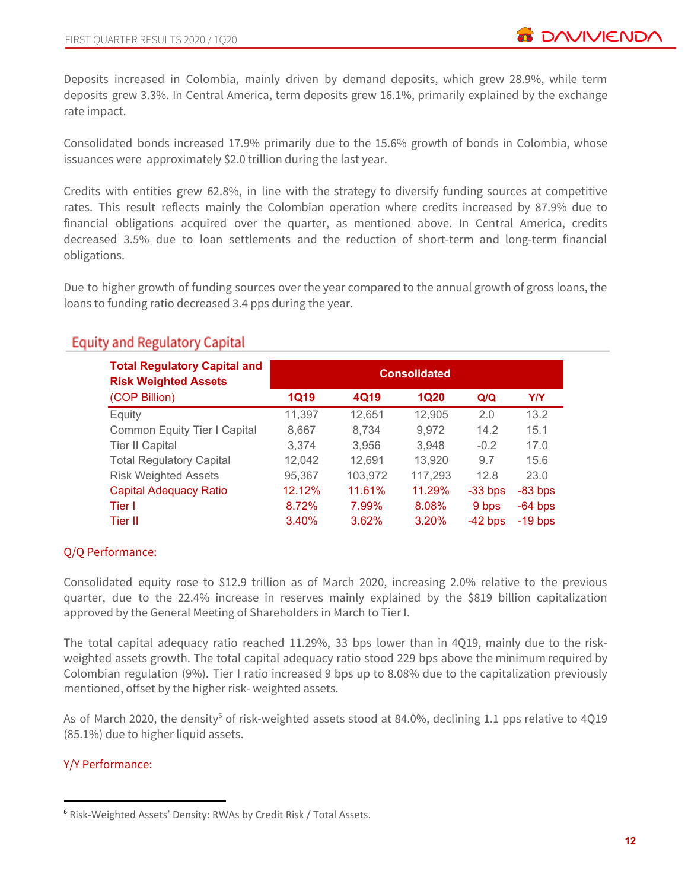Deposits increased in Colombia, mainly driven by demand deposits, which grew 28.9%, while term deposits grew 3.3%. In Central America, term deposits grew 16.1%, primarily explained by the exchange rate impact.

Consolidated bonds increased 17.9% primarily due to the 15.6% growth of bonds in Colombia, whose issuances were approximately $2.0 trillion during the last year.

Credits with entities grew 62.8%, in line with the strategy to diversify funding sources at competitive rates. This result reflects mainly the Colombian operation where credits increased by 87.9% due to financial obligations acquired over the quarter, as mentioned above. In Central America, credits decreased 3.5% due to loan settlements and the reduction of short-term and long-term financial obligations.

Due to higher growth of funding sources over the year compared to the annual growth of gross loans, the loans to funding ratio decreased 3.4 pps during the year.

## Equity and Regulatory Capital

| **Total Regulatory Capital and Risk Weighted Assets** | Consolidated | | | | |
|---|---|---|---|---|---|
| (COP Billion) | **1Q19** | **4Q19** | **1Q20** | **Q/Q** | **Y/Y** |
| Equity | 11,397 | 12,651 | 12,905 | 2.0 | 13.2 |
| Common Equity Tier I Capital | 8,667 | 8,734 | 9,972 | 14.2 | 15.1 |
| Tier II Capital | 3,374 | 3,956 | 3,948 | -0.2 | 17.0 |
| Total Regulatory Capital | 12,042 | 12,691 | 13,920 | 9.7 | 15.6 |
| Risk Weighted Assets | 95,367 | 103,972 | 117,293 | 12.8 | 23.0 |
| Capital Adequacy Ratio | 12.12% | 11.61% | 11.29% | -33 bps | -83 bps |
| Tier I | 8.72% | 7.99% | 8.08% | 9 bps | -64 bps |
| Tier II | 3.40% | 3.62% | 3.20% | -42 bps | -19 bps |

### Q/Q Performance:

Consolidated equity rose to $12.9 trillion as of March 2020, increasing 2.0% relative to the previous quarter, due to the 22.4% increase in reserves mainly explained by the $819 billion capitalization approved by the General Meeting of Shareholders in March to Tier I.

The total capital adequacy ratio reached 11.29%, 33 bps lower than in 4Q19, mainly due to the risk-weighted assets growth. The total capital adequacy ratio stood 229 bps above the minimum required by Colombian regulation (9%). Tier I ratio increased 9 bps up to 8.08% due to the capitalization previously mentioned, offset by the higher risk- weighted assets.

As of March 2020, the density[6] of risk-weighted assets stood at 84.0%, declining 1.1 pps relative to 4Q19 (85.1%) due to higher liquid assets.

### Y/Y Performance:

[6] Risk-Weighted Assets' Density: RWAs by Credit Risk / Total Assets.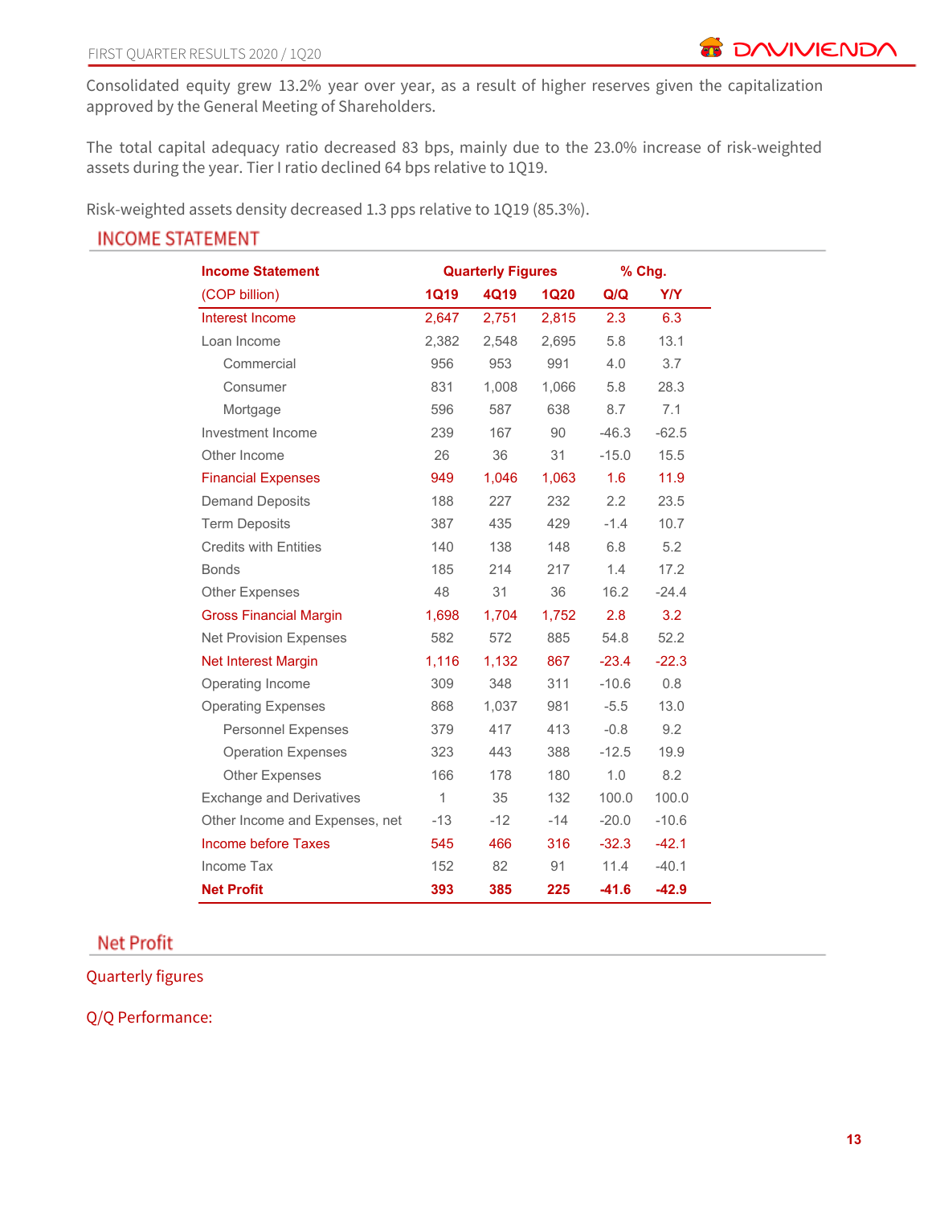Consolidated equity grew 13.2% year over year, as a result of higher reserves given the capitalization approved by the General Meeting of Shareholders.

The total capital adequacy ratio decreased 83 bps, mainly due to the 23.0% increase of risk-weighted assets during the year. Tier I ratio declined 64 bps relative to 1Q19.

Risk-weighted assets density decreased 1.3 pps relative to 1Q19 (85.3%).

## INCOME STATEMENT

| Income Statement | Quarterly Figures | | | % Chg. | |
|---|---|---|---|---|---|
| (COP billion) | 1Q19 | 4Q19 | 1Q20 | Q/Q | Y/Y |
| Interest Income | 2,647 | 2,751 | 2,815 | 2.3 | 6.3 |
| Loan Income | 2,382 | 2,548 | 2,695 | 5.8 | 13.1 |
| Commercial | 956 | 953 | 991 | 4.0 | 3.7 |
| Consumer | 831 | 1,008 | 1,066 | 5.8 | 28.3 |
| Mortgage | 596 | 587 | 638 | 8.7 | 7.1 |
| Investment Income | 239 | 167 | 90 | -46.3 | -62.5 |
| Other Income | 26 | 36 | 31 | -15.0 | 15.5 |
| Financial Expenses | 949 | 1,046 | 1,063 | 1.6 | 11.9 |
| Demand Deposits | 188 | 227 | 232 | 2.2 | 23.5 |
| Term Deposits | 387 | 435 | 429 | -1.4 | 10.7 |
| Credits with Entities | 140 | 138 | 148 | 6.8 | 5.2 |
| Bonds | 185 | 214 | 217 | 1.4 | 17.2 |
| Other Expenses | 48 | 31 | 36 | 16.2 | -24.4 |
| Gross Financial Margin | 1,698 | 1,704 | 1,752 | 2.8 | 3.2 |
| Net Provision Expenses | 582 | 572 | 885 | 54.8 | 52.2 |
| Net Interest Margin | 1,116 | 1,132 | 867 | -23.4 | -22.3 |
| Operating Income | 309 | 348 | 311 | -10.6 | 0.8 |
| Operating Expenses | 868 | 1,037 | 981 | -5.5 | 13.0 |
| Personnel Expenses | 379 | 417 | 413 | -0.8 | 9.2 |
| Operation Expenses | 323 | 443 | 388 | -12.5 | 19.9 |
| Other Expenses | 166 | 178 | 180 | 1.0 | 8.2 |
| Exchange and Derivatives | 1 | 35 | 132 | 100.0 | 100.0 |
| Other Income and Expenses, net | -13 | -12 | -14 | -20.0 | -10.6 |
| Income before Taxes | 545 | 466 | 316 | -32.3 | -42.1 |
| Income Tax | 152 | 82 | 91 | 11.4 | -40.1 |
| **Net Profit** | **393** | **385** | **225** | **-41.6** | **-42.9** |

## Net Profit

### Quarterly figures

### Q/Q Performance: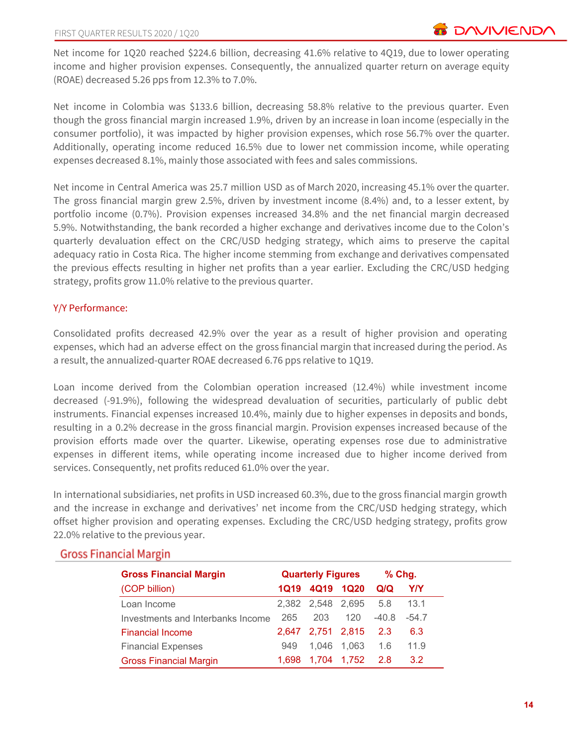Net income for 1Q20 reached $224.6 billion, decreasing 41.6% relative to 4Q19, due to lower operating income and higher provision expenses. Consequently, the annualized quarter return on average equity (ROAE) decreased 5.26 pps from 12.3% to 7.0%.

Net income in Colombia was $133.6 billion, decreasing 58.8% relative to the previous quarter. Even though the gross financial margin increased 1.9%, driven by an increase in loan income (especially in the consumer portfolio), it was impacted by higher provision expenses, which rose 56.7% over the quarter. Additionally, operating income reduced 16.5% due to lower net commission income, while operating expenses decreased 8.1%, mainly those associated with fees and sales commissions.

Net income in Central America was 25.7 million USD as of March 2020, increasing 45.1% over the quarter. The gross financial margin grew 2.5%, driven by investment income (8.4%) and, to a lesser extent, by portfolio income (0.7%). Provision expenses increased 34.8% and the net financial margin decreased 5.9%. Notwithstanding, the bank recorded a higher exchange and derivatives income due to the Colon's quarterly devaluation effect on the CRC/USD hedging strategy, which aims to preserve the capital adequacy ratio in Costa Rica. The higher income stemming from exchange and derivatives compensated the previous effects resulting in higher net profits than a year earlier. Excluding the CRC/USD hedging strategy, profits grow 11.0% relative to the previous quarter.

### Y/Y Performance:

Consolidated profits decreased 42.9% over the year as a result of higher provision and operating expenses, which had an adverse effect on the gross financial margin that increased during the period. As a result, the annualized-quarter ROAE decreased 6.76 pps relative to 1Q19.

Loan income derived from the Colombian operation increased (12.4%) while investment income decreased (-91.9%), following the widespread devaluation of securities, particularly of public debt instruments. Financial expenses increased 10.4%, mainly due to higher expenses in deposits and bonds, resulting in a 0.2% decrease in the gross financial margin. Provision expenses increased because of the provision efforts made over the quarter. Likewise, operating expenses rose due to administrative expenses in different items, while operating income increased due to higher income derived from services. Consequently, net profits reduced 61.0% over the year.

In international subsidiaries, net profits in USD increased 60.3%, due to the gross financial margin growth and the increase in exchange and derivatives' net income from the CRC/USD hedging strategy, which offset higher provision and operating expenses. Excluding the CRC/USD hedging strategy, profits grow 22.0% relative to the previous year.

## Gross Financial Margin

| Gross Financial Margin (COP billion) | Quarterly Figures | | | % Chg. | |
|---|---|---|---|---|---|
| | 1Q19 | 4Q19 | 1Q20 | Q/Q | Y/Y |
| Loan Income | 2,382 | 2,548 | 2,695 | 5.8 | 13.1 |
| Investments and Interbanks Income | 265 | 203 | 120 | -40.8 | -54.7 |
| Financial Income | 2,647 | 2,751 | 2,815 | 2.3 | 6.3 |
| Financial Expenses | 949 | 1,046 | 1,063 | 1.6 | 11.9 |
| Gross Financial Margin | 1,698 | 1,704 | 1,752 | 2.8 | 3.2 |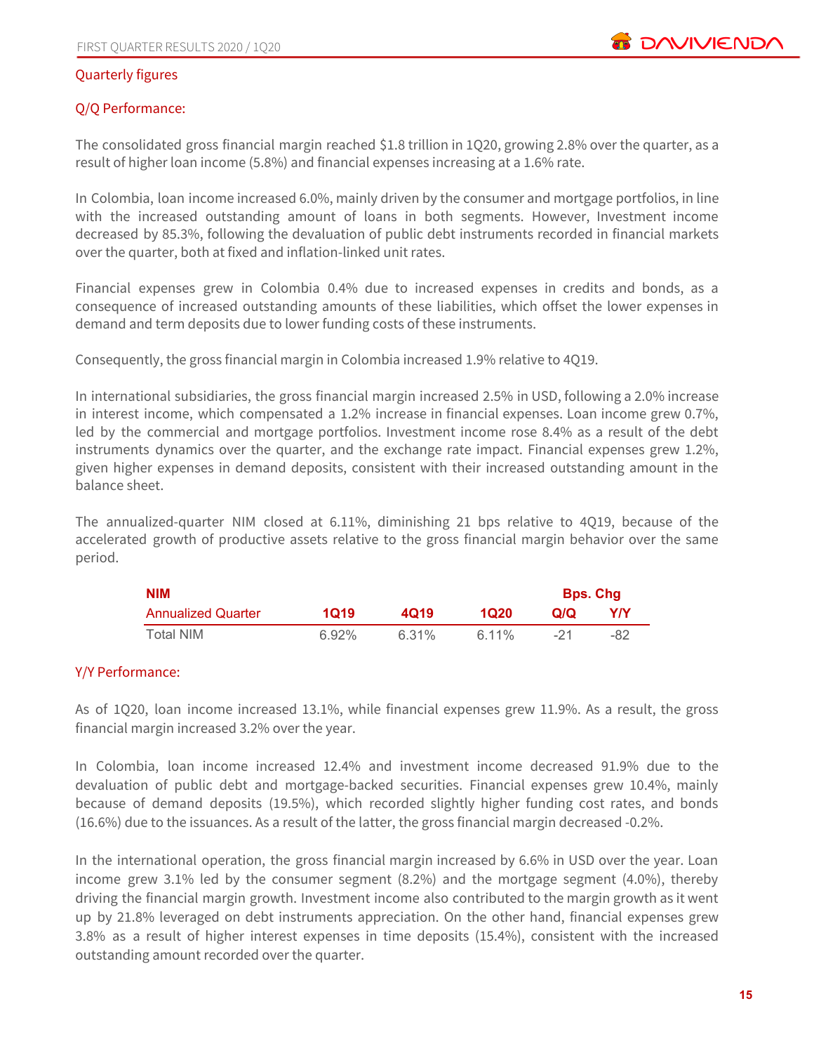## Quarterly figures

### Q/Q Performance:

The consolidated gross financial margin reached $1.8 trillion in 1Q20, growing 2.8% over the quarter, as a result of higher loan income (5.8%) and financial expenses increasing at a 1.6% rate.

In Colombia, loan income increased 6.0%, mainly driven by the consumer and mortgage portfolios, in line with the increased outstanding amount of loans in both segments. However, Investment income decreased by 85.3%, following the devaluation of public debt instruments recorded in financial markets over the quarter, both at fixed and inflation-linked unit rates.

Financial expenses grew in Colombia 0.4% due to increased expenses in credits and bonds, as a consequence of increased outstanding amounts of these liabilities, which offset the lower expenses in demand and term deposits due to lower funding costs of these instruments.

Consequently, the gross financial margin in Colombia increased 1.9% relative to 4Q19.

In international subsidiaries, the gross financial margin increased 2.5% in USD, following a 2.0% increase in interest income, which compensated a 1.2% increase in financial expenses. Loan income grew 0.7%, led by the commercial and mortgage portfolios. Investment income rose 8.4% as a result of the debt instruments dynamics over the quarter, and the exchange rate impact. Financial expenses grew 1.2%, given higher expenses in demand deposits, consistent with their increased outstanding amount in the balance sheet.

The annualized-quarter NIM closed at 6.11%, diminishing 21 bps relative to 4Q19, because of the accelerated growth of productive assets relative to the gross financial margin behavior over the same period.

| **NIM** | | | | **Bps. Chg** | |
|---|---|---|---|---|---|
| Annualized Quarter | **1Q19** | **4Q19** | **1Q20** | **Q/Q** | **Y/Y** |
| Total NIM | 6.92% | 6.31% | 6.11% | -21 | -82 |

### Y/Y Performance:

As of 1Q20, loan income increased 13.1%, while financial expenses grew 11.9%. As a result, the gross financial margin increased 3.2% over the year.

In Colombia, loan income increased 12.4% and investment income decreased 91.9% due to the devaluation of public debt and mortgage-backed securities. Financial expenses grew 10.4%, mainly because of demand deposits (19.5%), which recorded slightly higher funding cost rates, and bonds (16.6%) due to the issuances. As a result of the latter, the gross financial margin decreased -0.2%.

In the international operation, the gross financial margin increased by 6.6% in USD over the year. Loan income grew 3.1% led by the consumer segment (8.2%) and the mortgage segment (4.0%), thereby driving the financial margin growth. Investment income also contributed to the margin growth as it went up by 21.8% leveraged on debt instruments appreciation. On the other hand, financial expenses grew 3.8% as a result of higher interest expenses in time deposits (15.4%), consistent with the increased outstanding amount recorded over the quarter.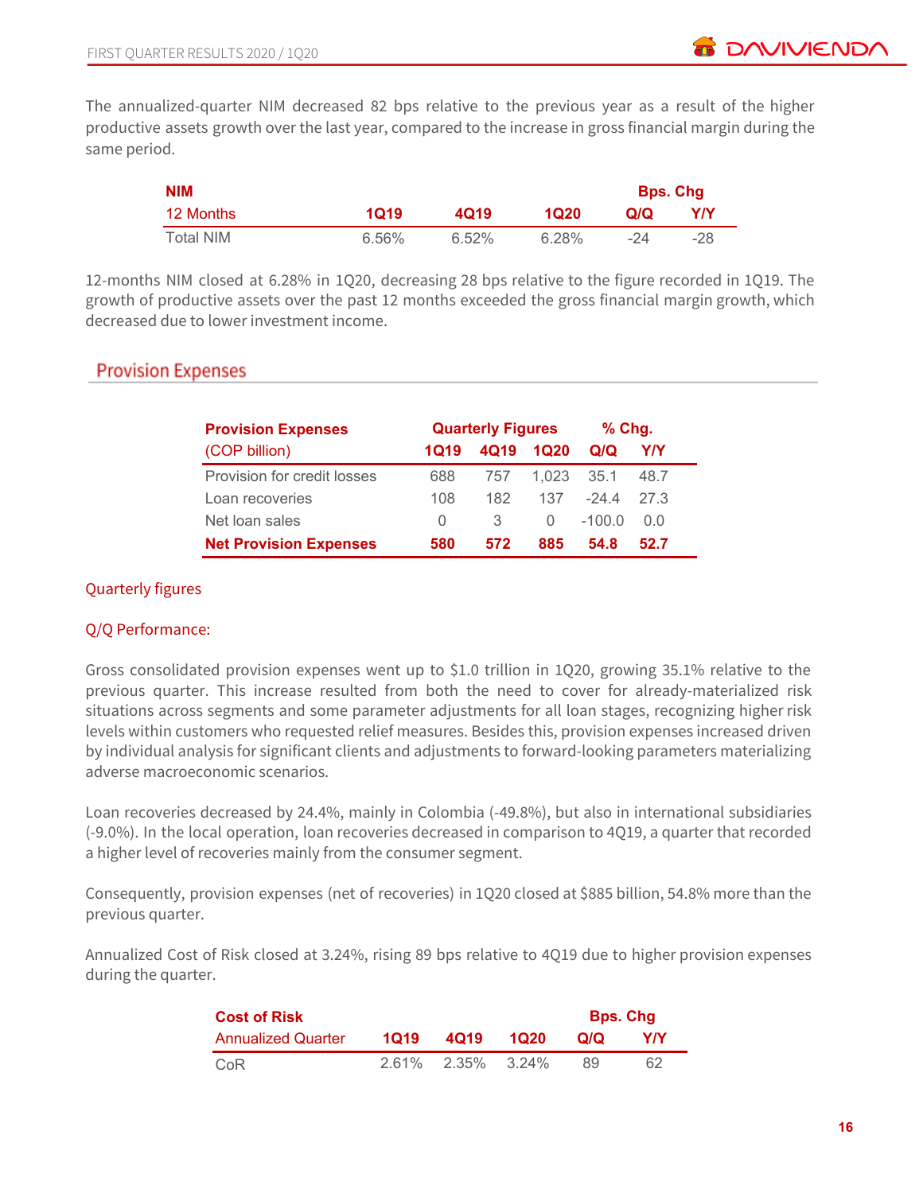The annualized-quarter NIM decreased 82 bps relative to the previous year as a result of the higher productive assets growth over the last year, compared to the increase in gross financial margin during the same period.

| NIM | | | | Bps. Chg | |
|---|---|---|---|---|---|
| 12 Months | 1Q19 | 4Q19 | 1Q20 | Q/Q | Y/Y |
| Total NIM | 6.56% | 6.52% | 6.28% | -24 | -28 |

12-months NIM closed at 6.28% in 1Q20, decreasing 28 bps relative to the figure recorded in 1Q19. The growth of productive assets over the past 12 months exceeded the gross financial margin growth, which decreased due to lower investment income.

## Provision Expenses

| Provision Expenses | Quarterly Figures | | | % Chg. | |
|---|---|---|---|---|---|
| (COP billion) | 1Q19 | 4Q19 | 1Q20 | Q/Q | Y/Y |
| Provision for credit losses | 688 | 757 | 1,023 | 35.1 | 48.7 |
| Loan recoveries | 108 | 182 | 137 | -24.4 | 27.3 |
| Net loan sales | 0 | 3 | 0 | -100.0 | 0.0 |
| **Net Provision Expenses** | **580** | **572** | **885** | **54.8** | **52.7** |

### Quarterly figures

### Q/Q Performance:

Gross consolidated provision expenses went up to $1.0 trillion in 1Q20, growing 35.1% relative to the previous quarter. This increase resulted from both the need to cover for already-materialized risk situations across segments and some parameter adjustments for all loan stages, recognizing higher risk levels within customers who requested relief measures. Besides this, provision expenses increased driven by individual analysis for significant clients and adjustments to forward-looking parameters materializing adverse macroeconomic scenarios.

Loan recoveries decreased by 24.4%, mainly in Colombia (-49.8%), but also in international subsidiaries (-9.0%). In the local operation, loan recoveries decreased in comparison to 4Q19, a quarter that recorded a higher level of recoveries mainly from the consumer segment.

Consequently, provision expenses (net of recoveries) in 1Q20 closed at $885 billion, 54.8% more than the previous quarter.

Annualized Cost of Risk closed at 3.24%, rising 89 bps relative to 4Q19 due to higher provision expenses during the quarter.

| Cost of Risk | | | | Bps. Chg | |
|---|---|---|---|---|---|
| Annualized Quarter | 1Q19 | 4Q19 | 1Q20 | Q/Q | Y/Y |
| CoR | 2.61% | 2.35% | 3.24% | 89 | 62 |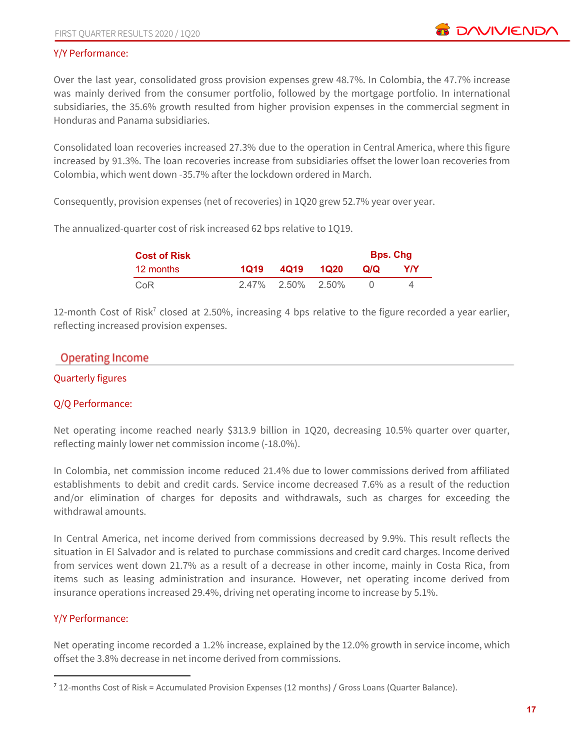### Y/Y Performance:

Over the last year, consolidated gross provision expenses grew 48.7%. In Colombia, the 47.7% increase was mainly derived from the consumer portfolio, followed by the mortgage portfolio. In international subsidiaries, the 35.6% growth resulted from higher provision expenses in the commercial segment in Honduras and Panama subsidiaries.

Consolidated loan recoveries increased 27.3% due to the operation in Central America, where this figure increased by 91.3%. The loan recoveries increase from subsidiaries offset the lower loan recoveries from Colombia, which went down -35.7% after the lockdown ordered in March.

Consequently, provision expenses (net of recoveries) in 1Q20 grew 52.7% year over year.

The annualized-quarter cost of risk increased 62 bps relative to 1Q19.

| **Cost of Risk** | | | | **Bps. Chg** | |
|---|---|---|---|---|---|
| 12 months | **1Q19** | **4Q19** | **1Q20** | **Q/Q** | **Y/Y** |
| CoR | 2.47% | 2.50% | 2.50% | 0 | 4 |

12-month Cost of Risk[7] closed at 2.50%, increasing 4 bps relative to the figure recorded a year earlier, reflecting increased provision expenses.

## Operating Income

### Quarterly figures

### Q/Q Performance:

Net operating income reached nearly $313.9 billion in 1Q20, decreasing 10.5% quarter over quarter, reflecting mainly lower net commission income (-18.0%).

In Colombia, net commission income reduced 21.4% due to lower commissions derived from affiliated establishments to debit and credit cards. Service income decreased 7.6% as a result of the reduction and/or elimination of charges for deposits and withdrawals, such as charges for exceeding the withdrawal amounts.

In Central America, net income derived from commissions decreased by 9.9%. This result reflects the situation in El Salvador and is related to purchase commissions and credit card charges. Income derived from services went down 21.7% as a result of a decrease in other income, mainly in Costa Rica, from items such as leasing administration and insurance. However, net operating income derived from insurance operations increased 29.4%, driving net operating income to increase by 5.1%.

### Y/Y Performance:

Net operating income recorded a 1.2% increase, explained by the 12.0% growth in service income, which offset the 3.8% decrease in net income derived from commissions.

---

[7] 12-months Cost of Risk = Accumulated Provision Expenses (12 months) / Gross Loans (Quarter Balance).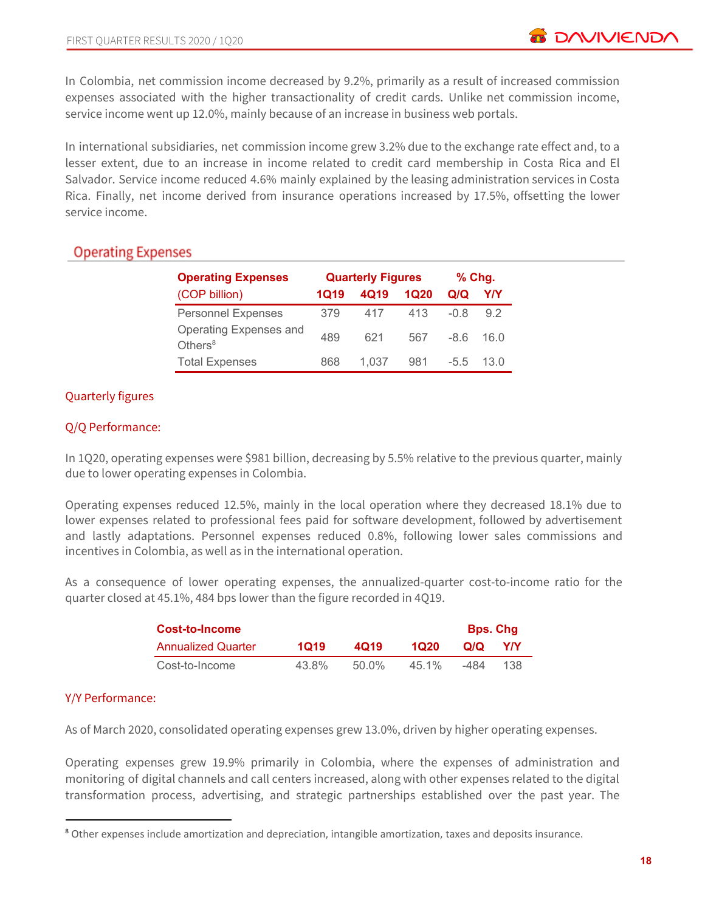In Colombia, net commission income decreased by 9.2%, primarily as a result of increased commission expenses associated with the higher transactionality of credit cards. Unlike net commission income, service income went up 12.0%, mainly because of an increase in business web portals.

In international subsidiaries, net commission income grew 3.2% due to the exchange rate effect and, to a lesser extent, due to an increase in income related to credit card membership in Costa Rica and El Salvador. Service income reduced 4.6% mainly explained by the leasing administration services in Costa Rica. Finally, net income derived from insurance operations increased by 17.5%, offsetting the lower service income.

## Operating Expenses

| Operating Expenses (COP billion) | Quarterly Figures | | | % Chg. | |
|---|---|---|---|---|---|
| | 1Q19 | 4Q19 | 1Q20 | Q/Q | Y/Y |
| Personnel Expenses | 379 | 417 | 413 | -0.8 | 9.2 |
| Operating Expenses and Others[8] | 489 | 621 | 567 | -8.6 | 16.0 |
| Total Expenses | 868 | 1,037 | 981 | -5.5 | 13.0 |

### Quarterly figures

### Q/Q Performance:

In 1Q20, operating expenses were $981 billion, decreasing by 5.5% relative to the previous quarter, mainly due to lower operating expenses in Colombia.

Operating expenses reduced 12.5%, mainly in the local operation where they decreased 18.1% due to lower expenses related to professional fees paid for software development, followed by advertisement and lastly adaptations. Personnel expenses reduced 0.8%, following lower sales commissions and incentives in Colombia, as well as in the international operation.

As a consequence of lower operating expenses, the annualized-quarter cost-to-income ratio for the quarter closed at 45.1%, 484 bps lower than the figure recorded in 4Q19.

| Cost-to-Income Annualized Quarter | 1Q19 | 4Q19 | 1Q20 | Bps. Chg Q/Q | Bps. Chg Y/Y |
|---|---|---|---|---|---|
| Cost-to-Income | 43.8% | 50.0% | 45.1% | -484 | 138 |

### Y/Y Performance:

As of March 2020, consolidated operating expenses grew 13.0%, driven by higher operating expenses.

Operating expenses grew 19.9% primarily in Colombia, where the expenses of administration and monitoring of digital channels and call centers increased, along with other expenses related to the digital transformation process, advertising, and strategic partnerships established over the past year. The

[8] Other expenses include amortization and depreciation, intangible amortization, taxes and deposits insurance.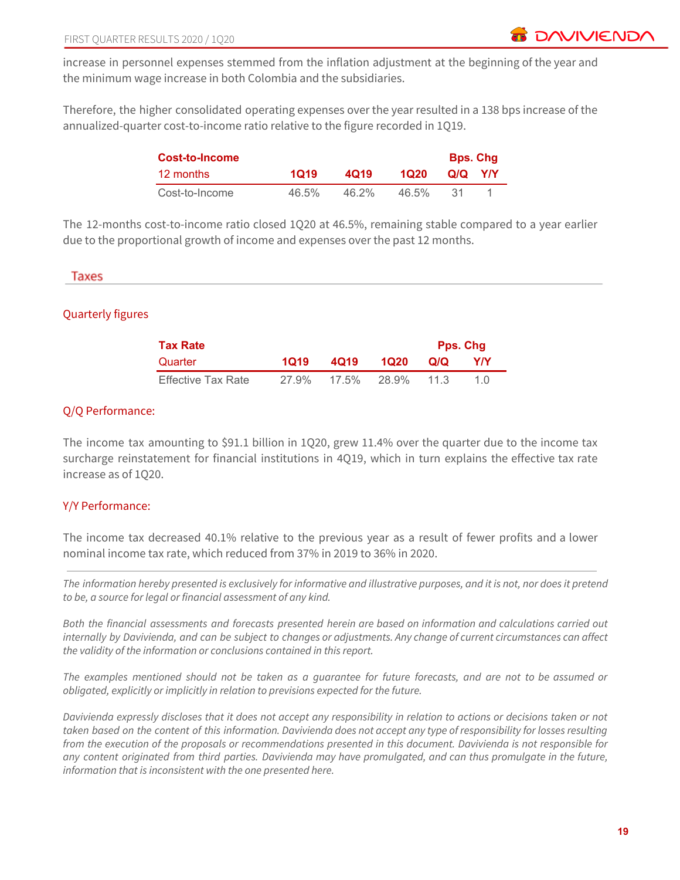increase in personnel expenses stemmed from the inflation adjustment at the beginning of the year and the minimum wage increase in both Colombia and the subsidiaries.

Therefore, the higher consolidated operating expenses over the year resulted in a 138 bps increase of the annualized-quarter cost-to-income ratio relative to the figure recorded in 1Q19.

| **Cost-to-Income** | | | | **Bps. Chg** | |
|---|---|---|---|---|---|
| 12 months | **1Q19** | **4Q19** | **1Q20** | **Q/Q** | **Y/Y** |
| Cost-to-Income | 46.5% | 46.2% | 46.5% | 31 | 1 |

The 12-months cost-to-income ratio closed 1Q20 at 46.5%, remaining stable compared to a year earlier due to the proportional growth of income and expenses over the past 12 months.

## Taxes

### Quarterly figures

| **Tax Rate** | | | | **Pps. Chg** | |
|---|---|---|---|---|---|
| Quarter | **1Q19** | **4Q19** | **1Q20** | **Q/Q** | **Y/Y** |
| Effective Tax Rate | 27.9% | 17.5% | 28.9% | 11.3 | 1.0 |

### Q/Q Performance:

The income tax amounting to $91.1 billion in 1Q20, grew 11.4% over the quarter due to the income tax surcharge reinstatement for financial institutions in 4Q19, which in turn explains the effective tax rate increase as of 1Q20.

### Y/Y Performance:

The income tax decreased 40.1% relative to the previous year as a result of fewer profits and a lower nominal income tax rate, which reduced from 37% in 2019 to 36% in 2020.

---

*The information hereby presented is exclusively for informative and illustrative purposes, and it is not, nor does it pretend to be, a source for legal or financial assessment of any kind.*

*Both the financial assessments and forecasts presented herein are based on information and calculations carried out internally by Davivienda, and can be subject to changes or adjustments. Any change of current circumstances can affect the validity of the information or conclusions contained in this report.*

*The examples mentioned should not be taken as a guarantee for future forecasts, and are not to be assumed or obligated, explicitly or implicitly in relation to previsions expected for the future.*

*Davivienda expressly discloses that it does not accept any responsibility in relation to actions or decisions taken or not taken based on the content of this information. Davivienda does not accept any type of responsibility for losses resulting from the execution of the proposals or recommendations presented in this document. Davivienda is not responsible for any content originated from third parties. Davivienda may have promulgated, and can thus promulgate in the future, information that is inconsistent with the one presented here.*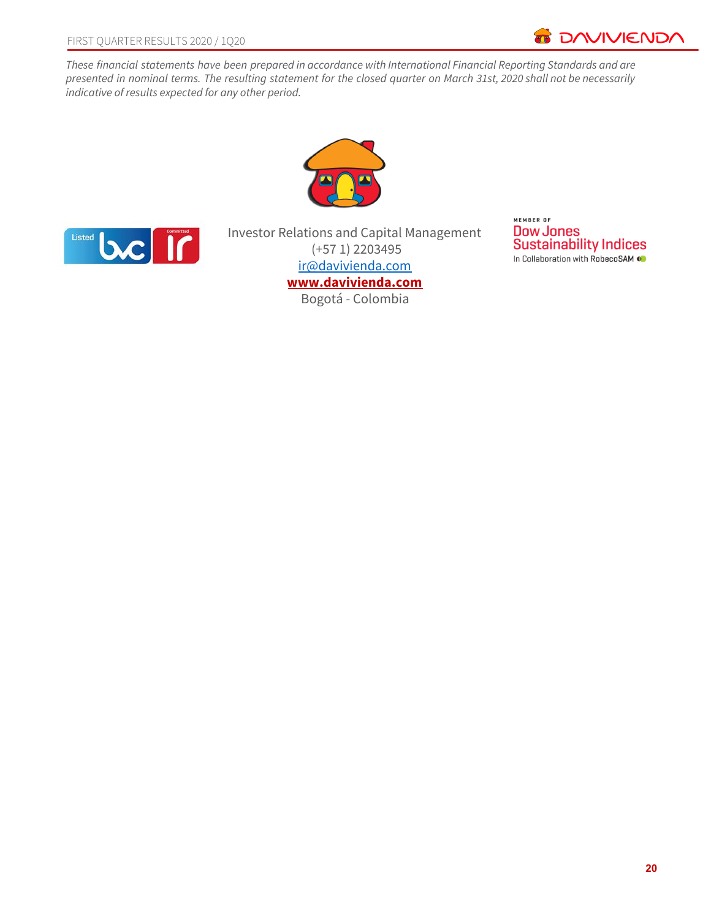*These financial statements have been prepared in accordance with International Financial Reporting Standards and are presented in nominal terms. The resulting statement for the closed quarter on March 31st, 2020 shall not be necessarily indicative of results expected for any other period.*

Investor Relations and Capital Management
(+57 1) 2203495
ir@davivienda.com
**www.davivienda.com**
Bogotá - Colombia